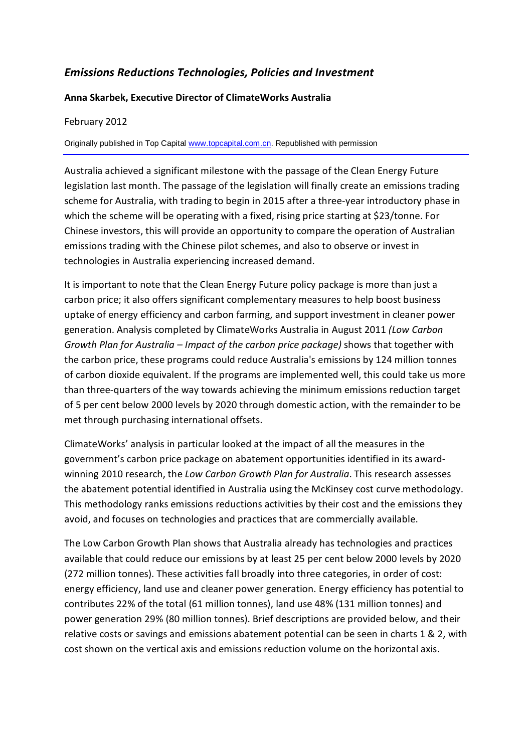# *Emissions Reductions Technologies, Policies and Investment*

**Anna Skarbek, Executive Director of ClimateWorks Australia**

February 2012

Originally published in Top Capital www.topcapital.com.cn. Republished with permission

---

Australia achieved a significant milestone with the passage of the Clean Energy Future legislation last month. The passage of the legislation will finally create an emissions trading scheme for Australia, with trading to begin in 2015 after a three-year introductory phase in which the scheme will be operating with a fixed, rising price starting at $23/tonne. For Chinese investors, this will provide an opportunity to compare the operation of Australian emissions trading with the Chinese pilot schemes, and also to observe or invest in technologies in Australia experiencing increased demand.

It is important to note that the Clean Energy Future policy package is more than just a carbon price; it also offers significant complementary measures to help boost business uptake of energy efficiency and carbon farming, and support investment in cleaner power generation. Analysis completed by ClimateWorks Australia in August 2011 *(Low Carbon Growth Plan for Australia – Impact of the carbon price package)* shows that together with the carbon price, these programs could reduce Australia's emissions by 124 million tonnes of carbon dioxide equivalent. If the programs are implemented well, this could take us more than three-quarters of the way towards achieving the minimum emissions reduction target of 5 per cent below 2000 levels by 2020 through domestic action, with the remainder to be met through purchasing international offsets.

ClimateWorks' analysis in particular looked at the impact of all the measures in the government's carbon price package on abatement opportunities identified in its award-winning 2010 research, the *Low Carbon Growth Plan for Australia*. This research assesses the abatement potential identified in Australia using the McKinsey cost curve methodology. This methodology ranks emissions reductions activities by their cost and the emissions they avoid, and focuses on technologies and practices that are commercially available.

The Low Carbon Growth Plan shows that Australia already has technologies and practices available that could reduce our emissions by at least 25 per cent below 2000 levels by 2020 (272 million tonnes). These activities fall broadly into three categories, in order of cost: energy efficiency, land use and cleaner power generation. Energy efficiency has potential to contributes 22% of the total (61 million tonnes), land use 48% (131 million tonnes) and power generation 29% (80 million tonnes). Brief descriptions are provided below, and their relative costs or savings and emissions abatement potential can be seen in charts 1 & 2, with cost shown on the vertical axis and emissions reduction volume on the horizontal axis.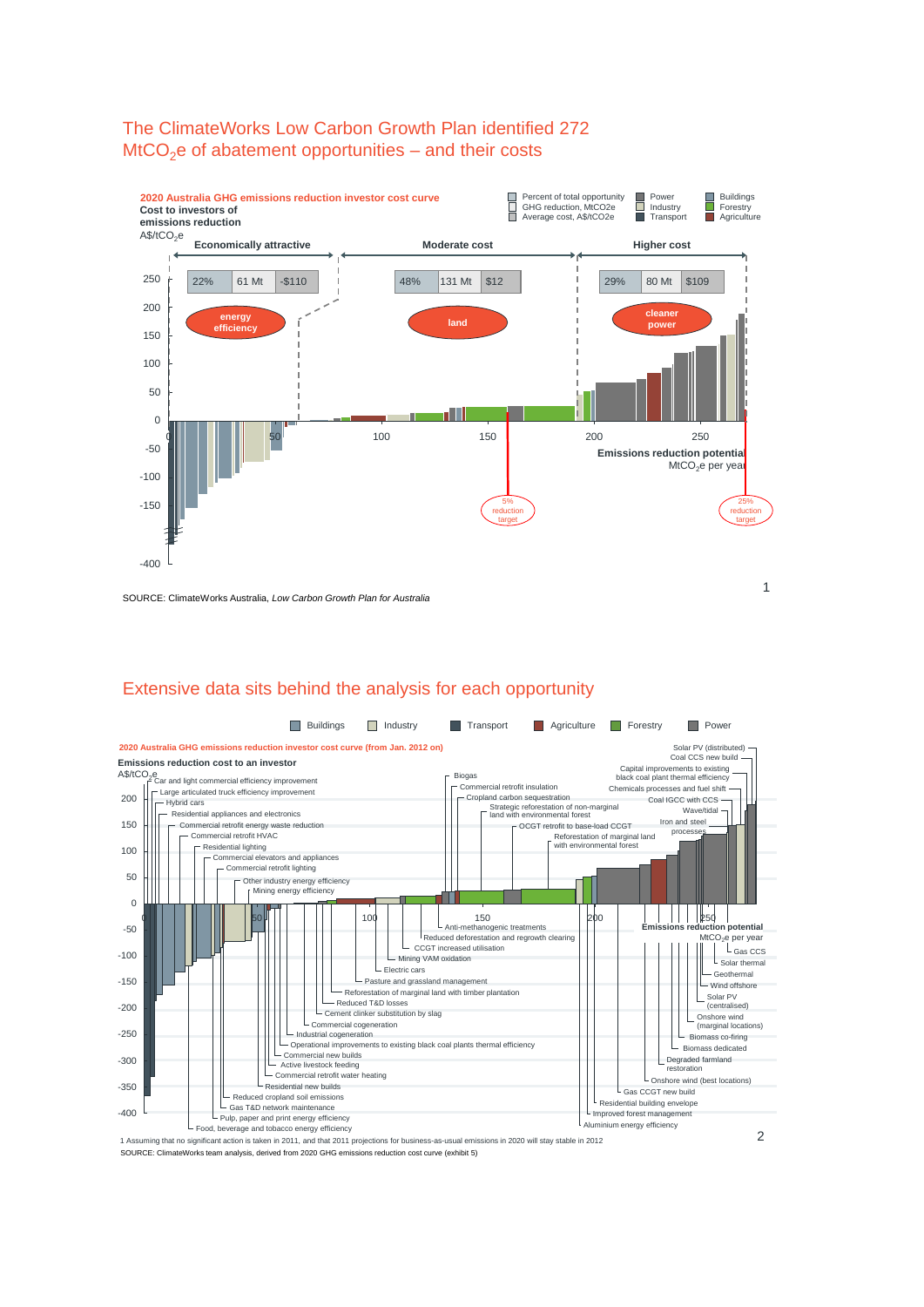# The ClimateWorks Low Carbon Growth Plan identified 272 $MtCO_2e$ of abatement opportunities – and their costs

**2020 Australia GHG emissions reduction investor cost curve**

**Cost to investors of emissions reduction**

A$/$tCO_2e$

Percent of total opportunity GHG reduction, MtCO2e Average cost, A$/tCO2e

Power Industry Transport Buildings Forestry Agriculture

**Economically attractive** — 22% | 61 Mt | -$110 — energy efficiency

**Moderate cost** — 48% | 131 Mt | $12 — land

**Higher cost** — 29% | 80 Mt | $109 — cleaner power

5% reduction target

25% reduction target

**Emissions reduction potential** $MtCO_2e$ per year

250, 200, 150, 100, 50, 0, -50, -100, -150, -400

0, 50, 100, 150, 200, 250

SOURCE: ClimateWorks Australia, *Low Carbon Growth Plan for Australia*

# Extensive data sits behind the analysis for each opportunity

Buildings Industry Transport Agriculture Forestry Power

**2020 Australia GHG emissions reduction investor cost curve (from Jan. 2012 on)**

**Emissions reduction cost to an investor**

A$/$tCO_2e$[1]

Car and light commercial efficiency improvement
Large articulated truck efficiency improvement
Hybrid cars
Residential appliances and electronics
Commercial retrofit energy waste reduction
Commercial retrofit HVAC
Residential lighting
Commercial elevators and appliances
Commercial retrofit lighting
Other industry energy efficiency
Mining energy efficiency
Biogas
Commercial retrofit insulation
Cropland carbon sequestration
Strategic reforestation of non-marginal land with environmental forest
OCGT retrofit to base-load CCGT
Reforestation of marginal land with environmental forest
Capital improvements to existing black coal plant thermal efficiency
Chemicals processes and fuel shift
Coal IGCC with CCS
Wave/tidal
Iron and steel processes
Solar PV (distributed)
Coal CCS new build

Anti-methanogenic treatments
Reduced deforestation and regrowth clearing
CCGT increased utilisation
Mining VAM oxidation
Electric cars
Pasture and grassland management
Reforestation of marginal land with timber plantation
Reduced T&D losses
Cement clinker substitution by slag
Commercial cogeneration
Industrial cogeneration
Operational improvements to existing black coal plants thermal efficiency
Commercial new builds
Active livestock feeding
Commercial retrofit water heating
Residential new builds
Reduced cropland soil emissions
Gas T&D network maintenance
Pulp, paper and print energy efficiency
Food, beverage and tobacco energy efficiency

Gas CCS
Solar thermal
Geothermal
Wind offshore
Solar PV (centralised)
Onshore wind (marginal locations)
Biomass co-firing
Biomass dedicated
Degraded farmland restoration
Onshore wind (best locations)
Gas CCGT new build
Residential building envelope
Improved forest management
Aluminium energy efficiency

**Emissions reduction potential** $MtCO_2e$ per year

200, 150, 100, 50, 0, -50, -100, -150, -200, -250, -300, -350, -400

50, 100, 150, 200, 250

1 Assuming that no significant action is taken in 2011, and that 2011 projections for business-as-usual emissions in 2020 will stay stable in 2012

SOURCE: ClimateWorks team analysis, derived from 2020 GHG emissions reduction cost curve (exhibit 5)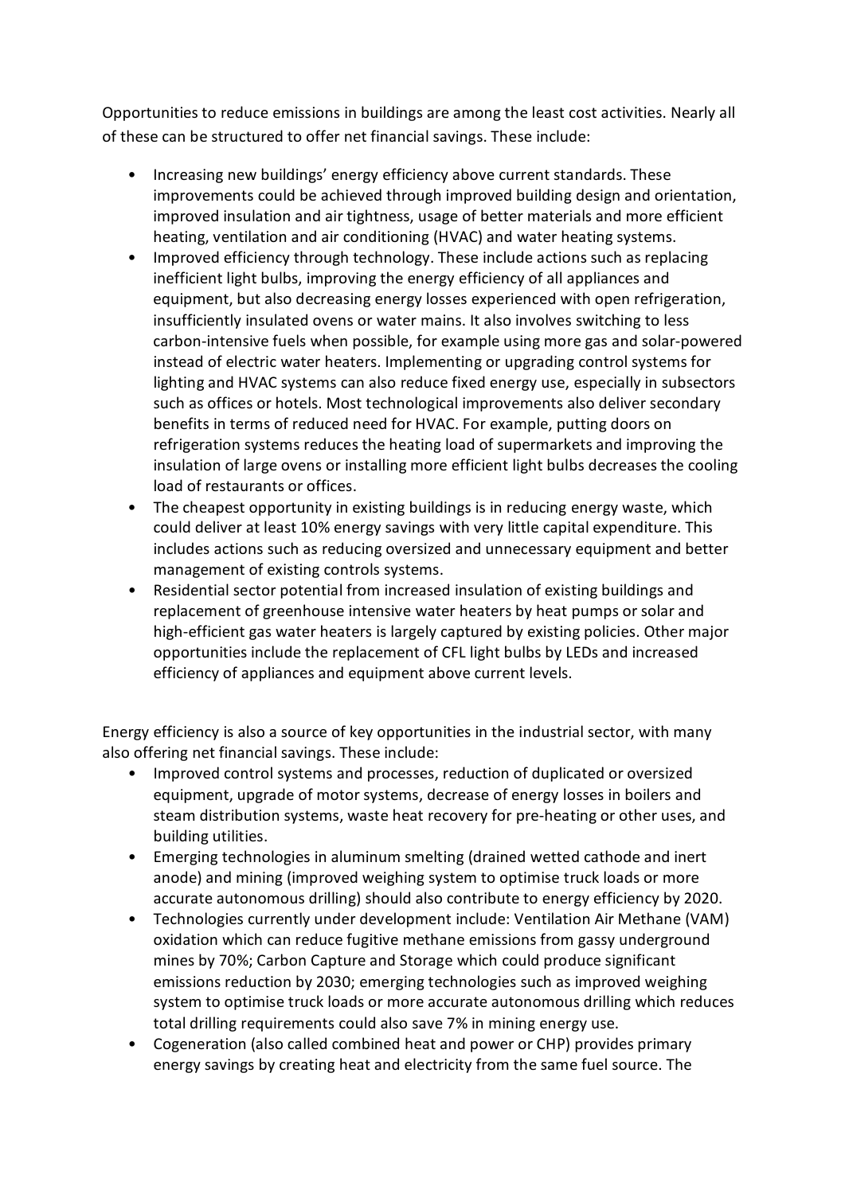Opportunities to reduce emissions in buildings are among the least cost activities. Nearly all of these can be structured to offer net financial savings. These include:

- Increasing new buildings' energy efficiency above current standards. These improvements could be achieved through improved building design and orientation, improved insulation and air tightness, usage of better materials and more efficient heating, ventilation and air conditioning (HVAC) and water heating systems.
- Improved efficiency through technology. These include actions such as replacing inefficient light bulbs, improving the energy efficiency of all appliances and equipment, but also decreasing energy losses experienced with open refrigeration, insufficiently insulated ovens or water mains. It also involves switching to less carbon-intensive fuels when possible, for example using more gas and solar-powered instead of electric water heaters. Implementing or upgrading control systems for lighting and HVAC systems can also reduce fixed energy use, especially in subsectors such as offices or hotels. Most technological improvements also deliver secondary benefits in terms of reduced need for HVAC. For example, putting doors on refrigeration systems reduces the heating load of supermarkets and improving the insulation of large ovens or installing more efficient light bulbs decreases the cooling load of restaurants or offices.
- The cheapest opportunity in existing buildings is in reducing energy waste, which could deliver at least 10% energy savings with very little capital expenditure. This includes actions such as reducing oversized and unnecessary equipment and better management of existing controls systems.
- Residential sector potential from increased insulation of existing buildings and replacement of greenhouse intensive water heaters by heat pumps or solar and high-efficient gas water heaters is largely captured by existing policies. Other major opportunities include the replacement of CFL light bulbs by LEDs and increased efficiency of appliances and equipment above current levels.

Energy efficiency is also a source of key opportunities in the industrial sector, with many also offering net financial savings. These include:

- Improved control systems and processes, reduction of duplicated or oversized equipment, upgrade of motor systems, decrease of energy losses in boilers and steam distribution systems, waste heat recovery for pre-heating or other uses, and building utilities.
- Emerging technologies in aluminum smelting (drained wetted cathode and inert anode) and mining (improved weighing system to optimise truck loads or more accurate autonomous drilling) should also contribute to energy efficiency by 2020.
- Technologies currently under development include: Ventilation Air Methane (VAM) oxidation which can reduce fugitive methane emissions from gassy underground mines by 70%; Carbon Capture and Storage which could produce significant emissions reduction by 2030; emerging technologies such as improved weighing system to optimise truck loads or more accurate autonomous drilling which reduces total drilling requirements could also save 7% in mining energy use.
- Cogeneration (also called combined heat and power or CHP) provides primary energy savings by creating heat and electricity from the same fuel source. The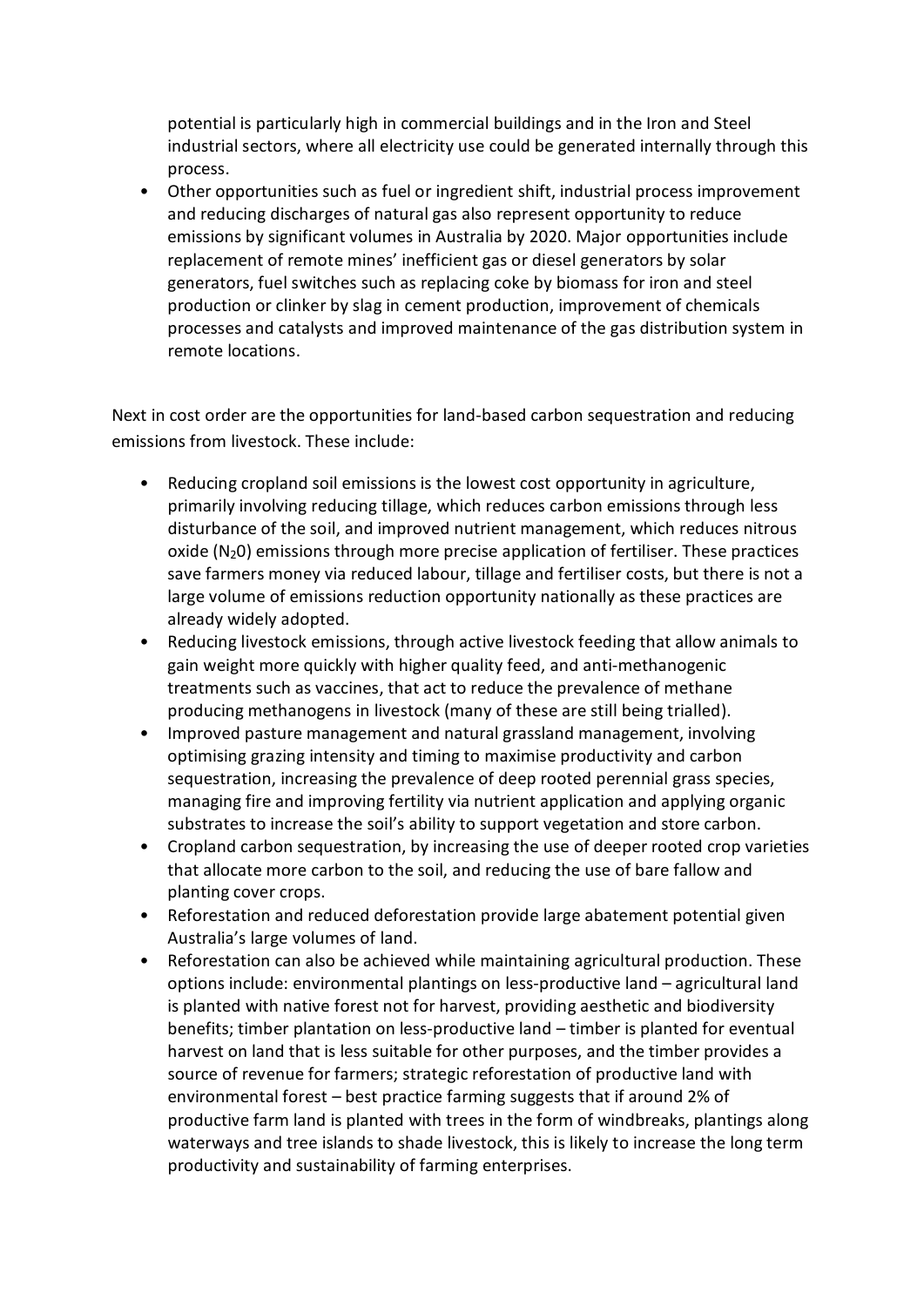potential is particularly high in commercial buildings and in the Iron and Steel industrial sectors, where all electricity use could be generated internally through this process.

- Other opportunities such as fuel or ingredient shift, industrial process improvement and reducing discharges of natural gas also represent opportunity to reduce emissions by significant volumes in Australia by 2020. Major opportunities include replacement of remote mines' inefficient gas or diesel generators by solar generators, fuel switches such as replacing coke by biomass for iron and steel production or clinker by slag in cement production, improvement of chemicals processes and catalysts and improved maintenance of the gas distribution system in remote locations.

Next in cost order are the opportunities for land-based carbon sequestration and reducing emissions from livestock. These include:

- Reducing cropland soil emissions is the lowest cost opportunity in agriculture, primarily involving reducing tillage, which reduces carbon emissions through less disturbance of the soil, and improved nutrient management, which reduces nitrous oxide ($N_20$) emissions through more precise application of fertiliser. These practices save farmers money via reduced labour, tillage and fertiliser costs, but there is not a large volume of emissions reduction opportunity nationally as these practices are already widely adopted.
- Reducing livestock emissions, through active livestock feeding that allow animals to gain weight more quickly with higher quality feed, and anti-methanogenic treatments such as vaccines, that act to reduce the prevalence of methane producing methanogens in livestock (many of these are still being trialled).
- Improved pasture management and natural grassland management, involving optimising grazing intensity and timing to maximise productivity and carbon sequestration, increasing the prevalence of deep rooted perennial grass species, managing fire and improving fertility via nutrient application and applying organic substrates to increase the soil's ability to support vegetation and store carbon.
- Cropland carbon sequestration, by increasing the use of deeper rooted crop varieties that allocate more carbon to the soil, and reducing the use of bare fallow and planting cover crops.
- Reforestation and reduced deforestation provide large abatement potential given Australia's large volumes of land.
- Reforestation can also be achieved while maintaining agricultural production. These options include: environmental plantings on less-productive land – agricultural land is planted with native forest not for harvest, providing aesthetic and biodiversity benefits; timber plantation on less-productive land – timber is planted for eventual harvest on land that is less suitable for other purposes, and the timber provides a source of revenue for farmers; strategic reforestation of productive land with environmental forest – best practice farming suggests that if around 2% of productive farm land is planted with trees in the form of windbreaks, plantings along waterways and tree islands to shade livestock, this is likely to increase the long term productivity and sustainability of farming enterprises.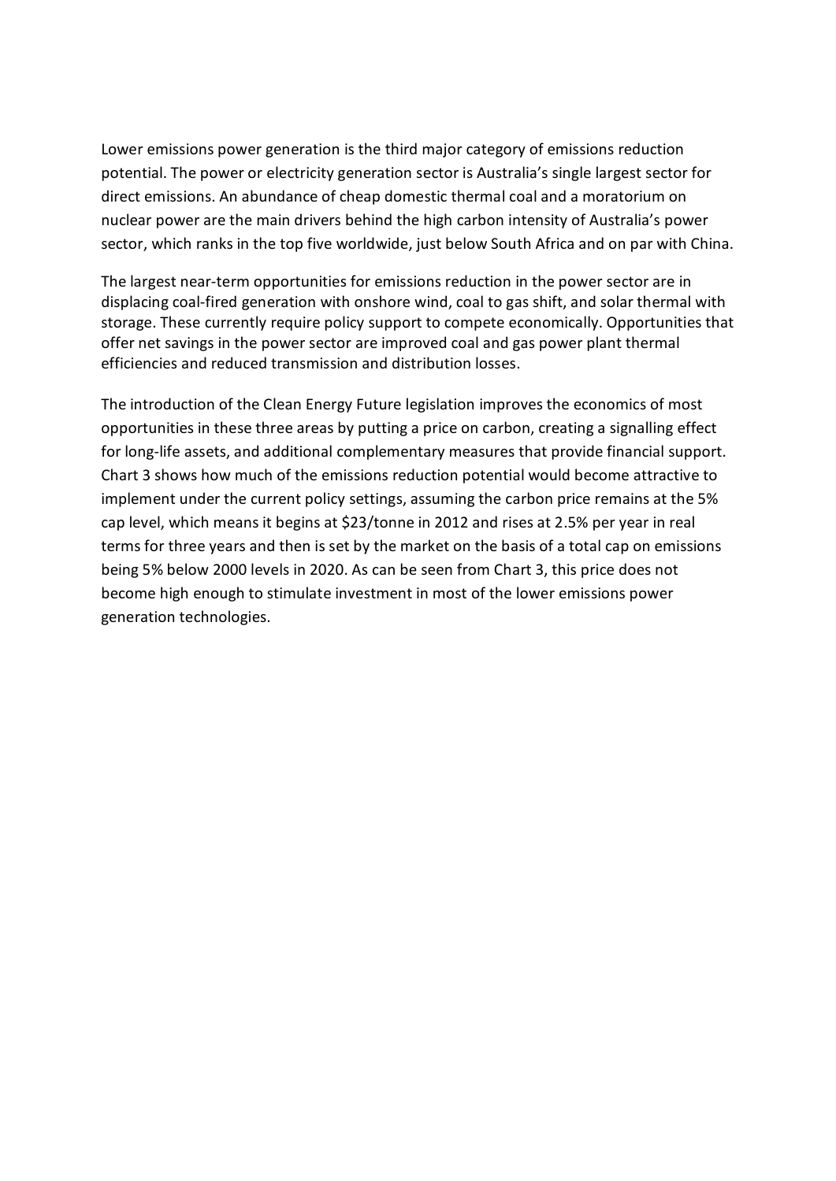Lower emissions power generation is the third major category of emissions reduction potential. The power or electricity generation sector is Australia's single largest sector for direct emissions. An abundance of cheap domestic thermal coal and a moratorium on nuclear power are the main drivers behind the high carbon intensity of Australia's power sector, which ranks in the top five worldwide, just below South Africa and on par with China.

The largest near-term opportunities for emissions reduction in the power sector are in displacing coal-fired generation with onshore wind, coal to gas shift, and solar thermal with storage. These currently require policy support to compete economically. Opportunities that offer net savings in the power sector are improved coal and gas power plant thermal efficiencies and reduced transmission and distribution losses.

The introduction of the Clean Energy Future legislation improves the economics of most opportunities in these three areas by putting a price on carbon, creating a signalling effect for long-life assets, and additional complementary measures that provide financial support. Chart 3 shows how much of the emissions reduction potential would become attractive to implement under the current policy settings, assuming the carbon price remains at the 5% cap level, which means it begins at $23/tonne in 2012 and rises at 2.5% per year in real terms for three years and then is set by the market on the basis of a total cap on emissions being 5% below 2000 levels in 2020. As can be seen from Chart 3, this price does not become high enough to stimulate investment in most of the lower emissions power generation technologies.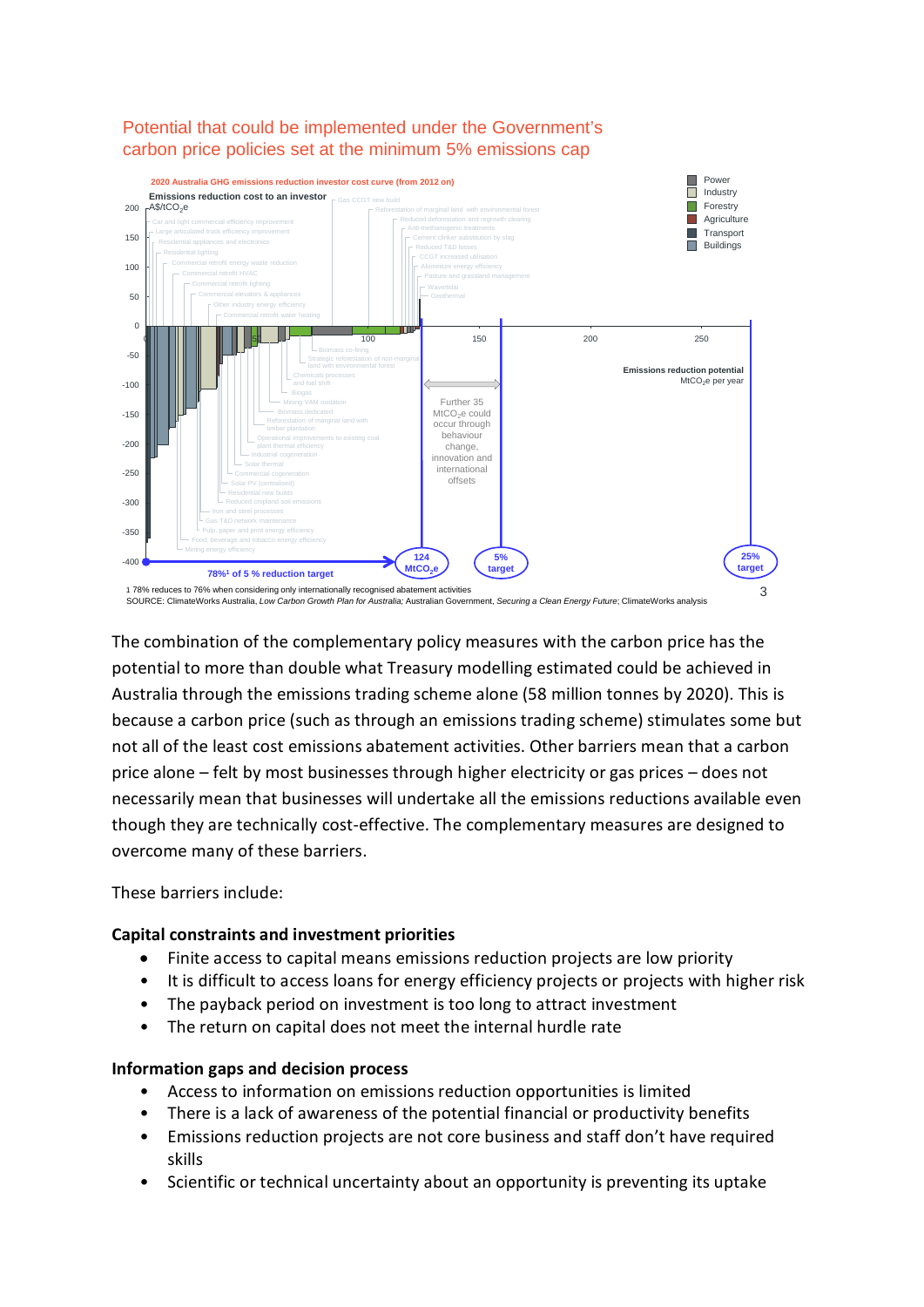Potential that could be implemented under the Government's carbon price policies set at the minimum 5% emissions cap

2020 Australia GHG emissions reduction investor cost curve (from 2012 on)

Emissions reduction cost to an investor
A$/t$CO_2$e

200
150
100
50
0
-50
-100
-150
-200
-250
-300
-350
-400

Power
Industry
Forestry
Agriculture
Transport
Buildings

Car and light commercial efficiency improvement
Large articulated truck efficiency improvement
Residential appliances and electronics
Residential lighting
Commercial retrofit energy waste reduction
Commercial retrofit HVAC
Commercial retrofit lighting
Commercial elevators & appliances
Other industry energy efficiency
Commercial retrofit water heating
Gas CCGT new build
Reforestation of marginal land with environmental forest
Reduced deforestation and regrowth clearing
Anti-methanogenic treatments
Cement clinker substitution by slag
Reduced T&D losses
CCGT increased utilisation
Aluminum energy efficiency
Pasture and grassland management
Wave/tidal
Geothermal
Biomass co-firing
Strategic reforestation of non-marginal land with environmental forest
Chemicals processes and fuel shift
Biogas
Mining VAM oxidation
Biomass dedicated
Reforestation of marginal land with timber plantation
Operational improvements to existing coal plant thermal efficiency
Industrial cogeneration
Solar thermal
Commercial cogeneration
Solar PV (centralised)
Residential new builds
Reduced cropland soil emissions
Iron and steel processes
Gas T&D network maintenance
Pulp, paper and print energy efficiency
Food, beverage and tobacco energy efficiency
Mining energy efficiency

50
100
150
200
250

Emissions reduction potential
$MtCO_2$e per year

Further 35 $MtCO_2$e could occur through behaviour change, innovation and international offsets

78%[1] of 5 % reduction target

124 $MtCO_2$e

5% target

25% target

1 78% reduces to 76% when considering only internationally recognised abatement activities

SOURCE: ClimateWorks Australia, *Low Carbon Growth Plan for Australia;* Australian Government, *Securing a Clean Energy Future*; ClimateWorks analysis

The combination of the complementary policy measures with the carbon price has the potential to more than double what Treasury modelling estimated could be achieved in Australia through the emissions trading scheme alone (58 million tonnes by 2020). This is because a carbon price (such as through an emissions trading scheme) stimulates some but not all of the least cost emissions abatement activities. Other barriers mean that a carbon price alone – felt by most businesses through higher electricity or gas prices – does not necessarily mean that businesses will undertake all the emissions reductions available even though they are technically cost-effective. The complementary measures are designed to overcome many of these barriers.

These barriers include:

**Capital constraints and investment priorities**

- Finite access to capital means emissions reduction projects are low priority
- It is difficult to access loans for energy efficiency projects or projects with higher risk
- The payback period on investment is too long to attract investment
- The return on capital does not meet the internal hurdle rate

**Information gaps and decision process**

- Access to information on emissions reduction opportunities is limited
- There is a lack of awareness of the potential financial or productivity benefits
- Emissions reduction projects are not core business and staff don't have required skills
- Scientific or technical uncertainty about an opportunity is preventing its uptake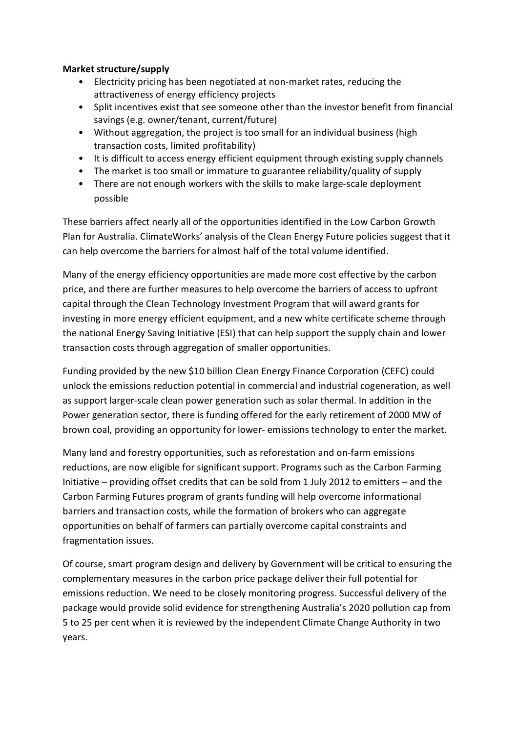**Market structure/supply**

- Electricity pricing has been negotiated at non-market rates, reducing the attractiveness of energy efficiency projects
- Split incentives exist that see someone other than the investor benefit from financial savings (e.g. owner/tenant, current/future)
- Without aggregation, the project is too small for an individual business (high transaction costs, limited profitability)
- It is difficult to access energy efficient equipment through existing supply channels
- The market is too small or immature to guarantee reliability/quality of supply
- There are not enough workers with the skills to make large-scale deployment possible

These barriers affect nearly all of the opportunities identified in the Low Carbon Growth Plan for Australia. ClimateWorks' analysis of the Clean Energy Future policies suggest that it can help overcome the barriers for almost half of the total volume identified.

Many of the energy efficiency opportunities are made more cost effective by the carbon price, and there are further measures to help overcome the barriers of access to upfront capital through the Clean Technology Investment Program that will award grants for investing in more energy efficient equipment, and a new white certificate scheme through the national Energy Saving Initiative (ESI) that can help support the supply chain and lower transaction costs through aggregation of smaller opportunities.

Funding provided by the new $10 billion Clean Energy Finance Corporation (CEFC) could unlock the emissions reduction potential in commercial and industrial cogeneration, as well as support larger-scale clean power generation such as solar thermal. In addition in the Power generation sector, there is funding offered for the early retirement of 2000 MW of brown coal, providing an opportunity for lower- emissions technology to enter the market.

Many land and forestry opportunities, such as reforestation and on-farm emissions reductions, are now eligible for significant support. Programs such as the Carbon Farming Initiative – providing offset credits that can be sold from 1 July 2012 to emitters – and the Carbon Farming Futures program of grants funding will help overcome informational barriers and transaction costs, while the formation of brokers who can aggregate opportunities on behalf of farmers can partially overcome capital constraints and fragmentation issues.

Of course, smart program design and delivery by Government will be critical to ensuring the complementary measures in the carbon price package deliver their full potential for emissions reduction. We need to be closely monitoring progress. Successful delivery of the package would provide solid evidence for strengthening Australia's 2020 pollution cap from 5 to 25 per cent when it is reviewed by the independent Climate Change Authority in two years.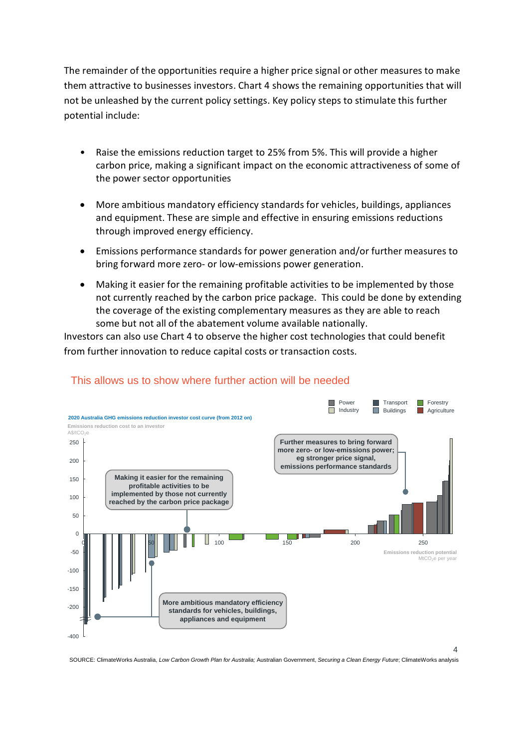The remainder of the opportunities require a higher price signal or other measures to make them attractive to businesses investors. Chart 4 shows the remaining opportunities that will not be unleashed by the current policy settings. Key policy steps to stimulate this further potential include:

- Raise the emissions reduction target to 25% from 5%. This will provide a higher carbon price, making a significant impact on the economic attractiveness of some of the power sector opportunities
- More ambitious mandatory efficiency standards for vehicles, buildings, appliances and equipment. These are simple and effective in ensuring emissions reductions through improved energy efficiency.
- Emissions performance standards for power generation and/or further measures to bring forward more zero- or low-emissions power generation.
- Making it easier for the remaining profitable activities to be implemented by those not currently reached by the carbon price package. This could be done by extending the coverage of the existing complementary measures as they are able to reach some but not all of the abatement volume available nationally.

Investors can also use Chart 4 to observe the higher cost technologies that could benefit from further innovation to reduce capital costs or transaction costs.

## This allows us to show where further action will be needed

**2020 Australia GHG emissions reduction investor cost curve (from 2012 on)**

Emissions reduction cost to an investor
A$/t$CO_2$e

250
200
150
100
50
0
-50
-100
-150
-200
-400

0
50
100
150
200
250

Emissions reduction potential
Mt$CO_2$e per year

Power
Industry
Transport
Buildings
Forestry
Agriculture

Making it easier for the remaining profitable activities to be implemented by those not currently reached by the carbon price package

Further measures to bring forward more zero- or low-emissions power; eg stronger price signal, emissions performance standards

More ambitious mandatory efficiency standards for vehicles, buildings, appliances and equipment

SOURCE: ClimateWorks Australia, *Low Carbon Growth Plan for Australia;* Australian Government, *Securing a Clean Energy Future*; ClimateWorks analysis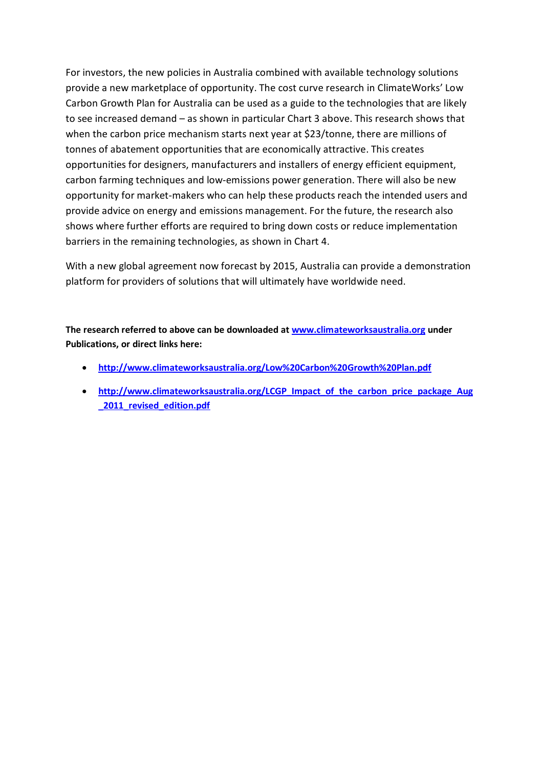For investors, the new policies in Australia combined with available technology solutions provide a new marketplace of opportunity. The cost curve research in ClimateWorks' Low Carbon Growth Plan for Australia can be used as a guide to the technologies that are likely to see increased demand – as shown in particular Chart 3 above. This research shows that when the carbon price mechanism starts next year at $23/tonne, there are millions of tonnes of abatement opportunities that are economically attractive. This creates opportunities for designers, manufacturers and installers of energy efficient equipment, carbon farming techniques and low-emissions power generation. There will also be new opportunity for market-makers who can help these products reach the intended users and provide advice on energy and emissions management. For the future, the research also shows where further efforts are required to bring down costs or reduce implementation barriers in the remaining technologies, as shown in Chart 4.

With a new global agreement now forecast by 2015, Australia can provide a demonstration platform for providers of solutions that will ultimately have worldwide need.

**The research referred to above can be downloaded at [www.climateworksaustralia.org](http://www.climateworksaustralia.org) under Publications, or direct links here:**

- [http://www.climateworksaustralia.org/Low%20Carbon%20Growth%20Plan.pdf](http://www.climateworksaustralia.org/Low%20Carbon%20Growth%20Plan.pdf)
- [http://www.climateworksaustralia.org/LCGP_Impact_of_the_carbon_price_package_Aug_2011_revised_edition.pdf](http://www.climateworksaustralia.org/LCGP_Impact_of_the_carbon_price_package_Aug_2011_revised_edition.pdf)